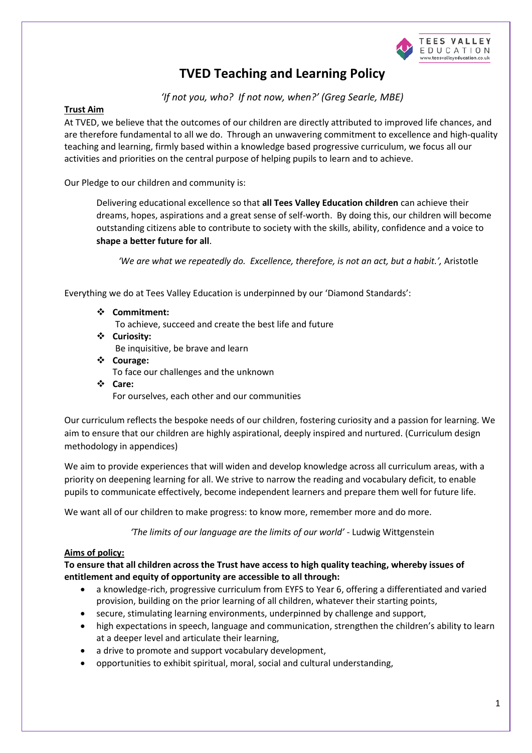# TVED Teaching and Learning Policy

*'If not you, who? If not now, when?' (Greg Searle, MBE)*

**Trust Aim**

At TVED, we believe that the outcomes of our children are directly attributed to improved life chances, and are therefore fundamental to all we do. Through an unwavering commitment to excellence and high-quality teaching and learning, firmly based within a knowledge based progressive curriculum, we focus all our activities and priorities on the central purpose of helping pupils to learn and to achieve.

Our Pledge to our children and community is:

> Delivering educational excellence so that **all Tees Valley Education children** can achieve their dreams, hopes, aspirations and a great sense of self-worth. By doing this, our children will become outstanding citizens able to contribute to society with the skills, ability, confidence and a voice to **shape a better future for all**.
>
> *'We are what we repeatedly do. Excellence, therefore, is not an act, but a habit.',* Aristotle

Everything we do at Tees Valley Education is underpinned by our 'Diamond Standards':

- **Commitment:**
  To achieve, succeed and create the best life and future
- **Curiosity:**
  Be inquisitive, be brave and learn
- **Courage:**
  To face our challenges and the unknown
- **Care:**
  For ourselves, each other and our communities

Our curriculum reflects the bespoke needs of our children, fostering curiosity and a passion for learning. We aim to ensure that our children are highly aspirational, deeply inspired and nurtured. (Curriculum design methodology in appendices)

We aim to provide experiences that will widen and develop knowledge across all curriculum areas, with a priority on deepening learning for all. We strive to narrow the reading and vocabulary deficit, to enable pupils to communicate effectively, become independent learners and prepare them well for future life.

We want all of our children to make progress: to know more, remember more and do more.

*'The limits of our language are the limits of our world'* - Ludwig Wittgenstein

**Aims of policy:**

**To ensure that all children across the Trust have access to high quality teaching, whereby issues of entitlement and equity of opportunity are accessible to all through:**

- a knowledge-rich, progressive curriculum from EYFS to Year 6, offering a differentiated and varied provision, building on the prior learning of all children, whatever their starting points,
- secure, stimulating learning environments, underpinned by challenge and support,
- high expectations in speech, language and communication, strengthen the children's ability to learn at a deeper level and articulate their learning,
- a drive to promote and support vocabulary development,
- opportunities to exhibit spiritual, moral, social and cultural understanding,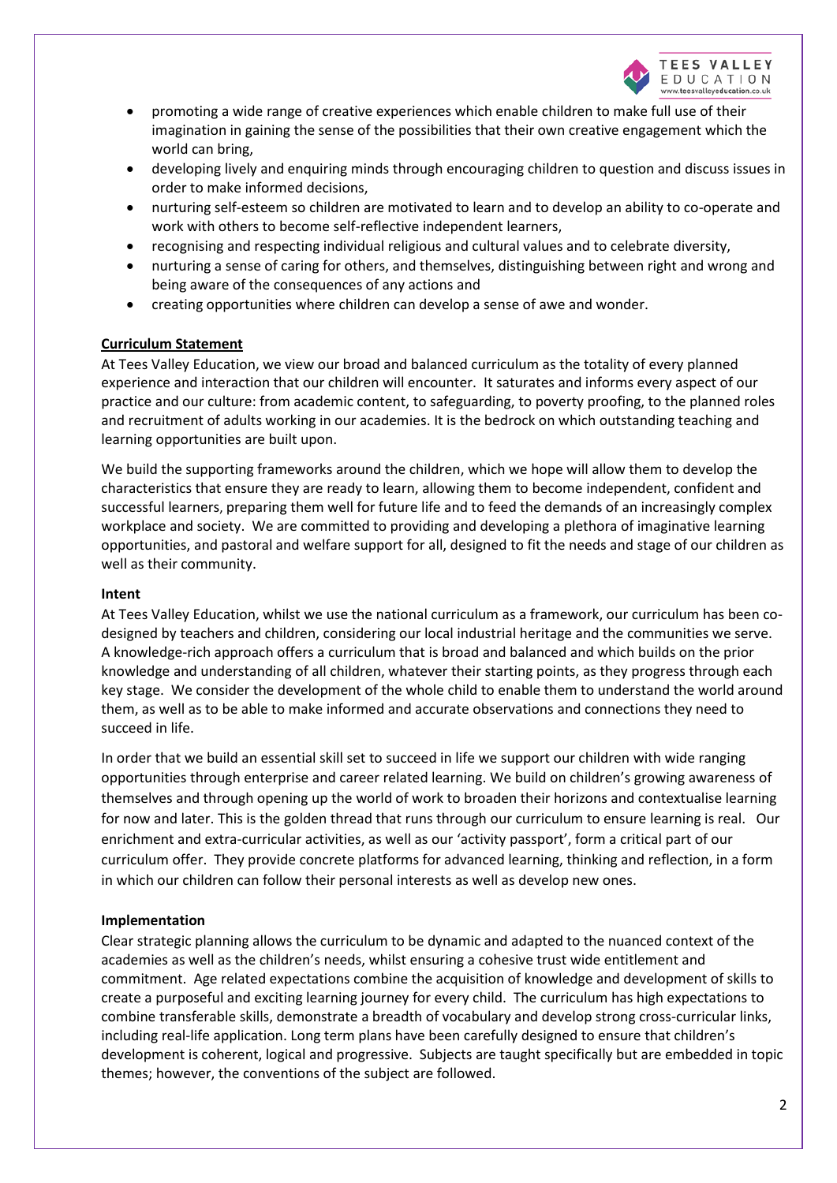- promoting a wide range of creative experiences which enable children to make full use of their imagination in gaining the sense of the possibilities that their own creative engagement which the world can bring,
- developing lively and enquiring minds through encouraging children to question and discuss issues in order to make informed decisions,
- nurturing self-esteem so children are motivated to learn and to develop an ability to co-operate and work with others to become self-reflective independent learners,
- recognising and respecting individual religious and cultural values and to celebrate diversity,
- nurturing a sense of caring for others, and themselves, distinguishing between right and wrong and being aware of the consequences of any actions and
- creating opportunities where children can develop a sense of awe and wonder.

## Curriculum Statement

At Tees Valley Education, we view our broad and balanced curriculum as the totality of every planned experience and interaction that our children will encounter. It saturates and informs every aspect of our practice and our culture: from academic content, to safeguarding, to poverty proofing, to the planned roles and recruitment of adults working in our academies. It is the bedrock on which outstanding teaching and learning opportunities are built upon.

We build the supporting frameworks around the children, which we hope will allow them to develop the characteristics that ensure they are ready to learn, allowing them to become independent, confident and successful learners, preparing them well for future life and to feed the demands of an increasingly complex workplace and society. We are committed to providing and developing a plethora of imaginative learning opportunities, and pastoral and welfare support for all, designed to fit the needs and stage of our children as well as their community.

### Intent

At Tees Valley Education, whilst we use the national curriculum as a framework, our curriculum has been co-designed by teachers and children, considering our local industrial heritage and the communities we serve. A knowledge-rich approach offers a curriculum that is broad and balanced and which builds on the prior knowledge and understanding of all children, whatever their starting points, as they progress through each key stage. We consider the development of the whole child to enable them to understand the world around them, as well as to be able to make informed and accurate observations and connections they need to succeed in life.

In order that we build an essential skill set to succeed in life we support our children with wide ranging opportunities through enterprise and career related learning. We build on children's growing awareness of themselves and through opening up the world of work to broaden their horizons and contextualise learning for now and later. This is the golden thread that runs through our curriculum to ensure learning is real. Our enrichment and extra-curricular activities, as well as our 'activity passport', form a critical part of our curriculum offer. They provide concrete platforms for advanced learning, thinking and reflection, in a form in which our children can follow their personal interests as well as develop new ones.

### Implementation

Clear strategic planning allows the curriculum to be dynamic and adapted to the nuanced context of the academies as well as the children's needs, whilst ensuring a cohesive trust wide entitlement and commitment. Age related expectations combine the acquisition of knowledge and development of skills to create a purposeful and exciting learning journey for every child. The curriculum has high expectations to combine transferable skills, demonstrate a breadth of vocabulary and develop strong cross-curricular links, including real-life application. Long term plans have been carefully designed to ensure that children's development is coherent, logical and progressive. Subjects are taught specifically but are embedded in topic themes; however, the conventions of the subject are followed.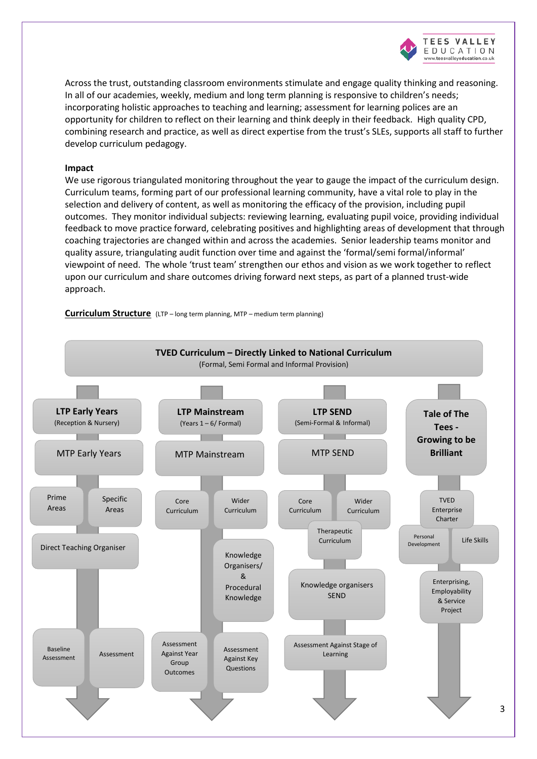Across the trust, outstanding classroom environments stimulate and engage quality thinking and reasoning. In all of our academies, weekly, medium and long term planning is responsive to children's needs; incorporating holistic approaches to teaching and learning; assessment for learning polices are an opportunity for children to reflect on their learning and think deeply in their feedback. High quality CPD, combining research and practice, as well as direct expertise from the trust's SLEs, supports all staff to further develop curriculum pedagogy.

**Impact**

We use rigorous triangulated monitoring throughout the year to gauge the impact of the curriculum design. Curriculum teams, forming part of our professional learning community, have a vital role to play in the selection and delivery of content, as well as monitoring the efficacy of the provision, including pupil outcomes. They monitor individual subjects: reviewing learning, evaluating pupil voice, providing individual feedback to move practice forward, celebrating positives and highlighting areas of development that through coaching trajectories are changed within and across the academies. Senior leadership teams monitor and quality assure, triangulating audit function over time and against the 'formal/semi formal/informal' viewpoint of need. The whole 'trust team' strengthen our ethos and vision as we work together to reflect upon our curriculum and share outcomes driving forward next steps, as part of a planned trust-wide approach.

**<u>Curriculum Structure</u>** (LTP – long term planning, MTP – medium term planning)

**TVED Curriculum – Directly Linked to National Curriculum**
(Formal, Semi Formal and Informal Provision)

- **LTP Early Years** (Reception & Nursery)
  - MTP Early Years
  - Prime Areas | Specific Areas
  - Direct Teaching Organiser
  - Baseline Assessment | Assessment
- **LTP Mainstream** (Years 1 – 6/ Formal)
  - MTP Mainstream
  - Core Curriculum | Wider Curriculum
  - Knowledge Organisers/ & Procedural Knowledge
  - Assessment Against Year Group Outcomes | Assessment Against Key Questions
- **LTP SEND** (Semi-Formal & Informal)
  - MTP SEND
  - Core Curriculum | Wider Curriculum
  - Therapeutic Curriculum
  - Knowledge organisers SEND
  - Assessment Against Stage of Learning
- **Tale of The Tees - Growing to be Brilliant**
  - TVED Enterprise Charter
  - Personal Development | Life Skills
  - Enterprising, Employability & Service Project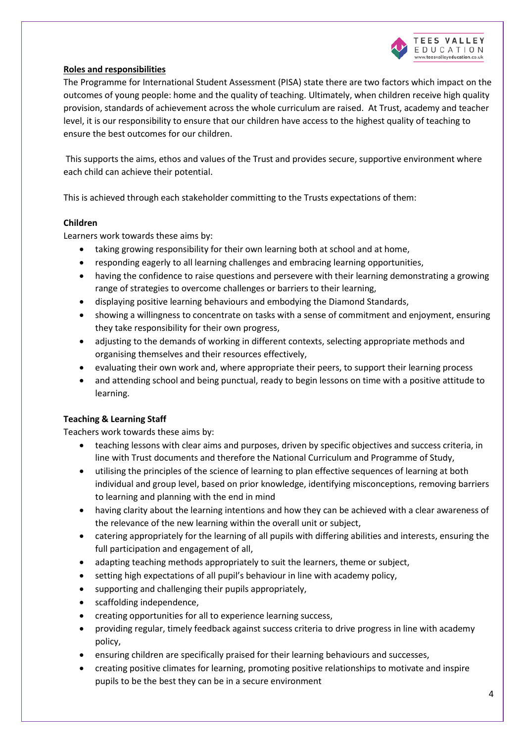**Roles and responsibilities**

The Programme for International Student Assessment (PISA) state there are two factors which impact on the outcomes of young people: home and the quality of teaching. Ultimately, when children receive high quality provision, standards of achievement across the whole curriculum are raised. At Trust, academy and teacher level, it is our responsibility to ensure that our children have access to the highest quality of teaching to ensure the best outcomes for our children.

This supports the aims, ethos and values of the Trust and provides secure, supportive environment where each child can achieve their potential.

This is achieved through each stakeholder committing to the Trusts expectations of them:

**Children**

Learners work towards these aims by:

- taking growing responsibility for their own learning both at school and at home,
- responding eagerly to all learning challenges and embracing learning opportunities,
- having the confidence to raise questions and persevere with their learning demonstrating a growing range of strategies to overcome challenges or barriers to their learning,
- displaying positive learning behaviours and embodying the Diamond Standards,
- showing a willingness to concentrate on tasks with a sense of commitment and enjoyment, ensuring they take responsibility for their own progress,
- adjusting to the demands of working in different contexts, selecting appropriate methods and organising themselves and their resources effectively,
- evaluating their own work and, where appropriate their peers, to support their learning process
- and attending school and being punctual, ready to begin lessons on time with a positive attitude to learning.

**Teaching & Learning Staff**

Teachers work towards these aims by:

- teaching lessons with clear aims and purposes, driven by specific objectives and success criteria, in line with Trust documents and therefore the National Curriculum and Programme of Study,
- utilising the principles of the science of learning to plan effective sequences of learning at both individual and group level, based on prior knowledge, identifying misconceptions, removing barriers to learning and planning with the end in mind
- having clarity about the learning intentions and how they can be achieved with a clear awareness of the relevance of the new learning within the overall unit or subject,
- catering appropriately for the learning of all pupils with differing abilities and interests, ensuring the full participation and engagement of all,
- adapting teaching methods appropriately to suit the learners, theme or subject,
- setting high expectations of all pupil's behaviour in line with academy policy,
- supporting and challenging their pupils appropriately,
- scaffolding independence,
- creating opportunities for all to experience learning success,
- providing regular, timely feedback against success criteria to drive progress in line with academy policy,
- ensuring children are specifically praised for their learning behaviours and successes,
- creating positive climates for learning, promoting positive relationships to motivate and inspire pupils to be the best they can be in a secure environment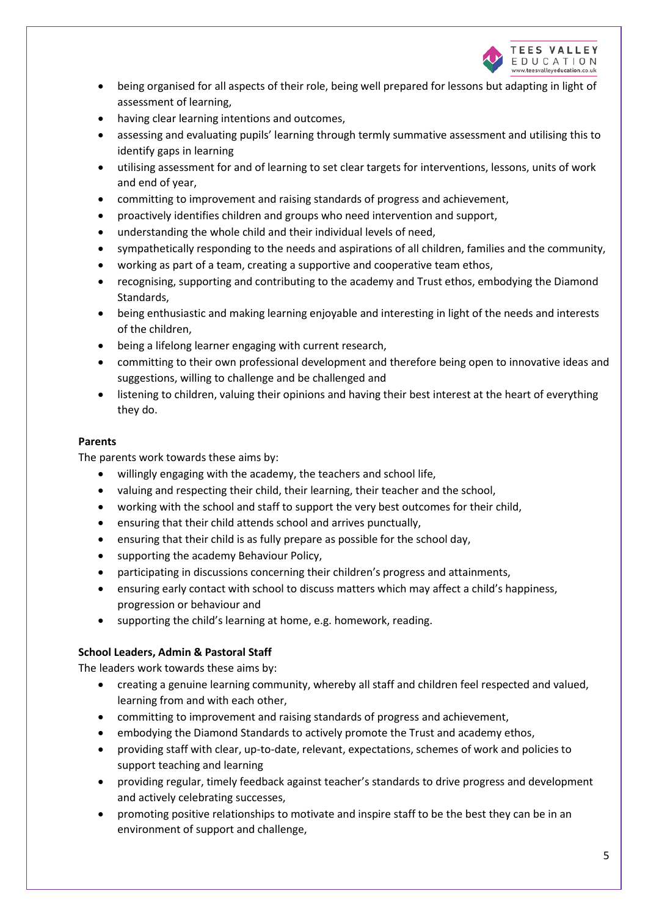- being organised for all aspects of their role, being well prepared for lessons but adapting in light of assessment of learning,
- having clear learning intentions and outcomes,
- assessing and evaluating pupils' learning through termly summative assessment and utilising this to identify gaps in learning
- utilising assessment for and of learning to set clear targets for interventions, lessons, units of work and end of year,
- committing to improvement and raising standards of progress and achievement,
- proactively identifies children and groups who need intervention and support,
- understanding the whole child and their individual levels of need,
- sympathetically responding to the needs and aspirations of all children, families and the community,
- working as part of a team, creating a supportive and cooperative team ethos,
- recognising, supporting and contributing to the academy and Trust ethos, embodying the Diamond Standards,
- being enthusiastic and making learning enjoyable and interesting in light of the needs and interests of the children,
- being a lifelong learner engaging with current research,
- committing to their own professional development and therefore being open to innovative ideas and suggestions, willing to challenge and be challenged and
- listening to children, valuing their opinions and having their best interest at the heart of everything they do.

**Parents**

The parents work towards these aims by:

- willingly engaging with the academy, the teachers and school life,
- valuing and respecting their child, their learning, their teacher and the school,
- working with the school and staff to support the very best outcomes for their child,
- ensuring that their child attends school and arrives punctually,
- ensuring that their child is as fully prepare as possible for the school day,
- supporting the academy Behaviour Policy,
- participating in discussions concerning their children's progress and attainments,
- ensuring early contact with school to discuss matters which may affect a child's happiness, progression or behaviour and
- supporting the child's learning at home, e.g. homework, reading.

**School Leaders, Admin & Pastoral Staff**

The leaders work towards these aims by:

- creating a genuine learning community, whereby all staff and children feel respected and valued, learning from and with each other,
- committing to improvement and raising standards of progress and achievement,
- embodying the Diamond Standards to actively promote the Trust and academy ethos,
- providing staff with clear, up-to-date, relevant, expectations, schemes of work and policies to support teaching and learning
- providing regular, timely feedback against teacher's standards to drive progress and development and actively celebrating successes,
- promoting positive relationships to motivate and inspire staff to be the best they can be in an environment of support and challenge,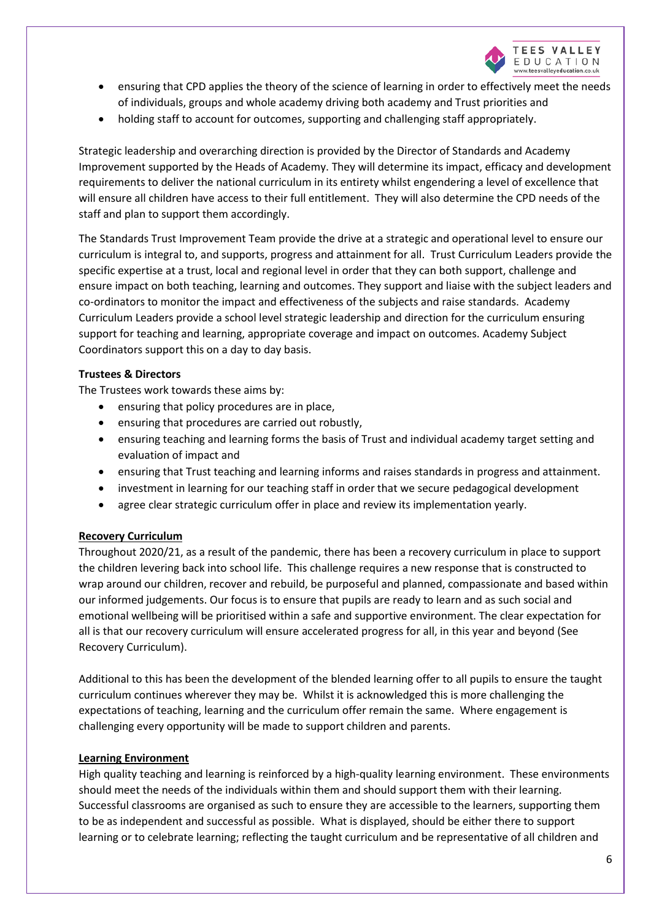- ensuring that CPD applies the theory of the science of learning in order to effectively meet the needs of individuals, groups and whole academy driving both academy and Trust priorities and
- holding staff to account for outcomes, supporting and challenging staff appropriately.

Strategic leadership and overarching direction is provided by the Director of Standards and Academy Improvement supported by the Heads of Academy. They will determine its impact, efficacy and development requirements to deliver the national curriculum in its entirety whilst engendering a level of excellence that will ensure all children have access to their full entitlement. They will also determine the CPD needs of the staff and plan to support them accordingly.

The Standards Trust Improvement Team provide the drive at a strategic and operational level to ensure our curriculum is integral to, and supports, progress and attainment for all. Trust Curriculum Leaders provide the specific expertise at a trust, local and regional level in order that they can both support, challenge and ensure impact on both teaching, learning and outcomes. They support and liaise with the subject leaders and co-ordinators to monitor the impact and effectiveness of the subjects and raise standards. Academy Curriculum Leaders provide a school level strategic leadership and direction for the curriculum ensuring support for teaching and learning, appropriate coverage and impact on outcomes. Academy Subject Coordinators support this on a day to day basis.

**Trustees & Directors**

The Trustees work towards these aims by:

- ensuring that policy procedures are in place,
- ensuring that procedures are carried out robustly,
- ensuring teaching and learning forms the basis of Trust and individual academy target setting and evaluation of impact and
- ensuring that Trust teaching and learning informs and raises standards in progress and attainment.
- investment in learning for our teaching staff in order that we secure pedagogical development
- agree clear strategic curriculum offer in place and review its implementation yearly.

**Recovery Curriculum**

Throughout 2020/21, as a result of the pandemic, there has been a recovery curriculum in place to support the children levering back into school life. This challenge requires a new response that is constructed to wrap around our children, recover and rebuild, be purposeful and planned, compassionate and based within our informed judgements. Our focus is to ensure that pupils are ready to learn and as such social and emotional wellbeing will be prioritised within a safe and supportive environment. The clear expectation for all is that our recovery curriculum will ensure accelerated progress for all, in this year and beyond (See Recovery Curriculum).

Additional to this has been the development of the blended learning offer to all pupils to ensure the taught curriculum continues wherever they may be. Whilst it is acknowledged this is more challenging the expectations of teaching, learning and the curriculum offer remain the same. Where engagement is challenging every opportunity will be made to support children and parents.

**Learning Environment**

High quality teaching and learning is reinforced by a high-quality learning environment. These environments should meet the needs of the individuals within them and should support them with their learning. Successful classrooms are organised as such to ensure they are accessible to the learners, supporting them to be as independent and successful as possible. What is displayed, should be either there to support learning or to celebrate learning; reflecting the taught curriculum and be representative of all children and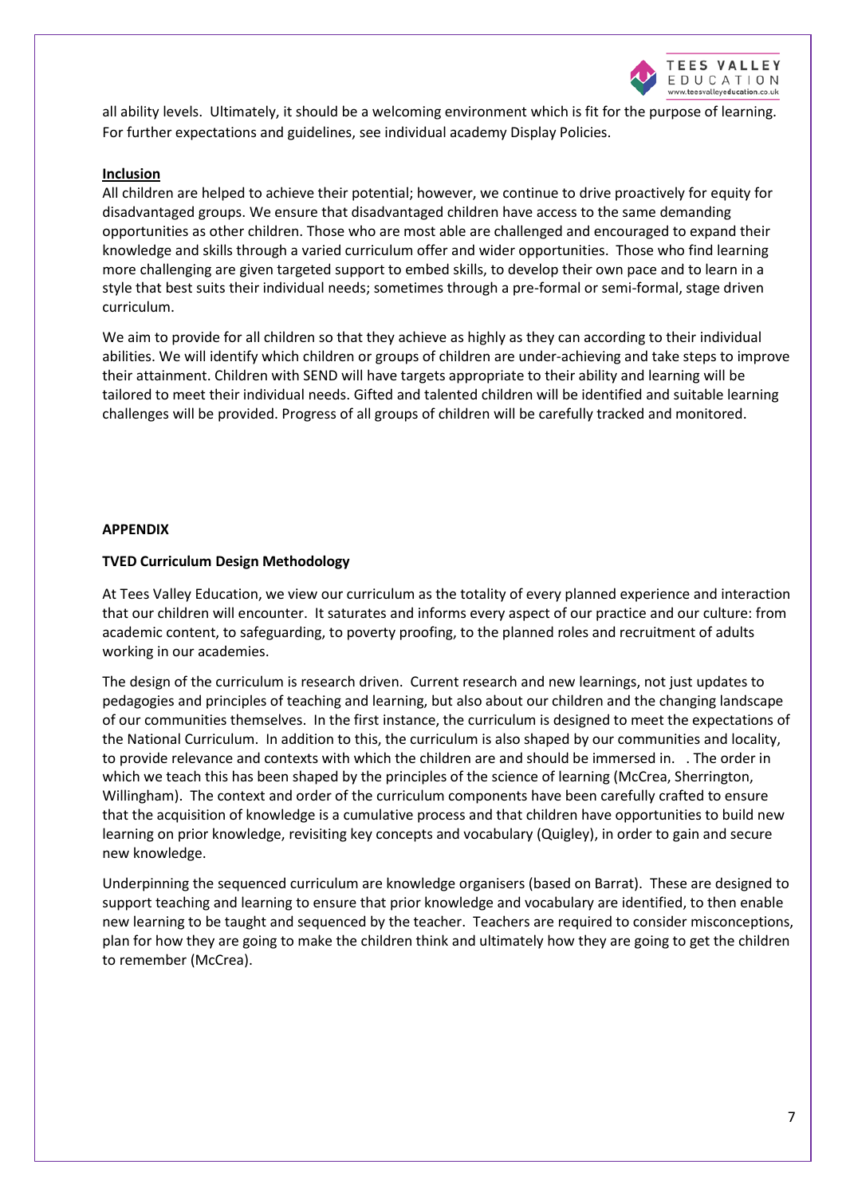all ability levels. Ultimately, it should be a welcoming environment which is fit for the purpose of learning. For further expectations and guidelines, see individual academy Display Policies.

**Inclusion**

All children are helped to achieve their potential; however, we continue to drive proactively for equity for disadvantaged groups. We ensure that disadvantaged children have access to the same demanding opportunities as other children. Those who are most able are challenged and encouraged to expand their knowledge and skills through a varied curriculum offer and wider opportunities. Those who find learning more challenging are given targeted support to embed skills, to develop their own pace and to learn in a style that best suits their individual needs; sometimes through a pre-formal or semi-formal, stage driven curriculum.

We aim to provide for all children so that they achieve as highly as they can according to their individual abilities. We will identify which children or groups of children are under-achieving and take steps to improve their attainment. Children with SEND will have targets appropriate to their ability and learning will be tailored to meet their individual needs. Gifted and talented children will be identified and suitable learning challenges will be provided. Progress of all groups of children will be carefully tracked and monitored.

**APPENDIX**

**TVED Curriculum Design Methodology**

At Tees Valley Education, we view our curriculum as the totality of every planned experience and interaction that our children will encounter. It saturates and informs every aspect of our practice and our culture: from academic content, to safeguarding, to poverty proofing, to the planned roles and recruitment of adults working in our academies.

The design of the curriculum is research driven. Current research and new learnings, not just updates to pedagogies and principles of teaching and learning, but also about our children and the changing landscape of our communities themselves. In the first instance, the curriculum is designed to meet the expectations of the National Curriculum. In addition to this, the curriculum is also shaped by our communities and locality, to provide relevance and contexts with which the children are and should be immersed in. . The order in which we teach this has been shaped by the principles of the science of learning (McCrea, Sherrington, Willingham). The context and order of the curriculum components have been carefully crafted to ensure that the acquisition of knowledge is a cumulative process and that children have opportunities to build new learning on prior knowledge, revisiting key concepts and vocabulary (Quigley), in order to gain and secure new knowledge.

Underpinning the sequenced curriculum are knowledge organisers (based on Barrat). These are designed to support teaching and learning to ensure that prior knowledge and vocabulary are identified, to then enable new learning to be taught and sequenced by the teacher. Teachers are required to consider misconceptions, plan for how they are going to make the children think and ultimately how they are going to get the children to remember (McCrea).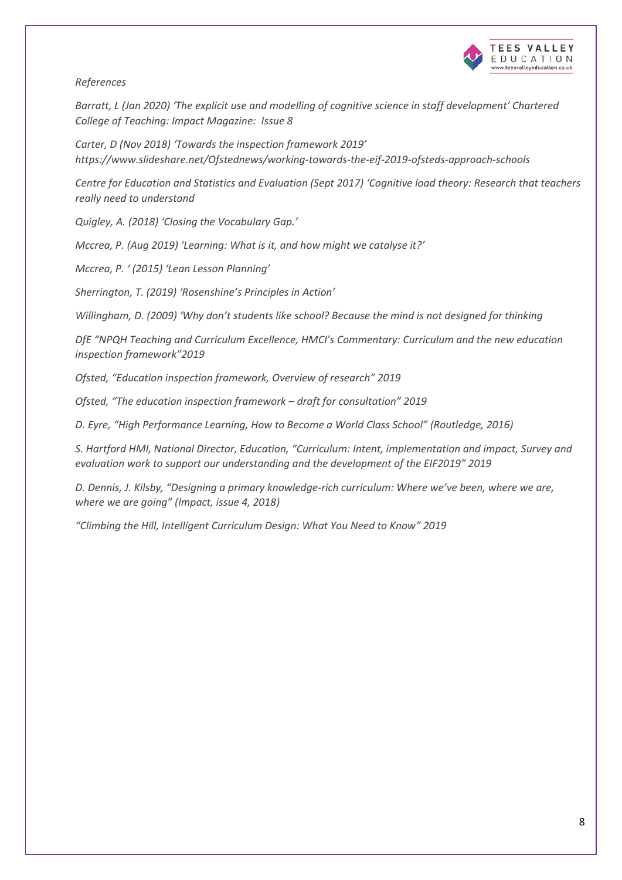*References*

*Barratt, L (Jan 2020) 'The explicit use and modelling of cognitive science in staff development' Chartered College of Teaching: Impact Magazine:  Issue 8*

*Carter, D (Nov 2018) 'Towards the inspection framework 2019' https://www.slideshare.net/Ofstednews/working-towards-the-eif-2019-ofsteds-approach-schools*

*Centre for Education and Statistics and Evaluation (Sept 2017) 'Cognitive load theory: Research that teachers really need to understand*

*Quigley, A. (2018) 'Closing the Vocabulary Gap.'*

*Mccrea, P. (Aug 2019) 'Learning: What is it, and how might we catalyse it?'*

*Mccrea, P. ' (2015) 'Lean Lesson Planning'*

*Sherrington, T. (2019) 'Rosenshine's Principles in Action'*

*Willingham, D. (2009) 'Why don't students like school? Because the mind is not designed for thinking*

*DfE "NPQH Teaching and Curriculum Excellence, HMCI's Commentary: Curriculum and the new education inspection framework"2019*

*Ofsted, "Education inspection framework, Overview of research" 2019*

*Ofsted, "The education inspection framework – draft for consultation" 2019*

*D. Eyre, "High Performance Learning, How to Become a World Class School" (Routledge, 2016)*

*S. Hartford HMI, National Director, Education, "Curriculum: Intent, implementation and impact, Survey and evaluation work to support our understanding and the development of the EIF2019" 2019*

*D. Dennis, J. Kilsby, "Designing a primary knowledge-rich curriculum: Where we've been, where we are, where we are going" (Impact, issue 4, 2018)*

*"Climbing the Hill, Intelligent Curriculum Design: What You Need to Know" 2019*